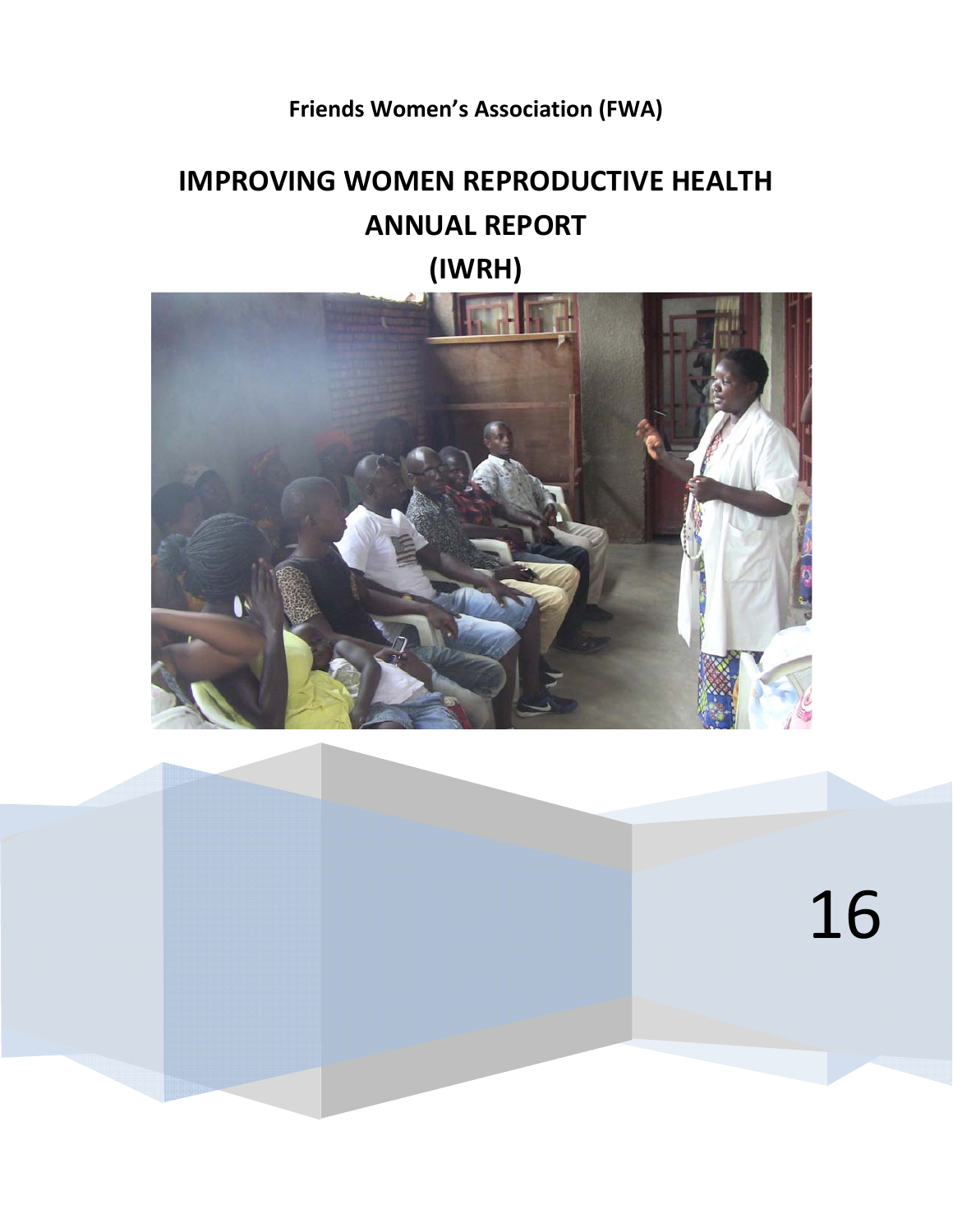**Friends Women's Association (FWA)**

# IMPROVING WOMEN REPRODUCTIVE HEALTH ANNUAL REPORT (IWRH)

16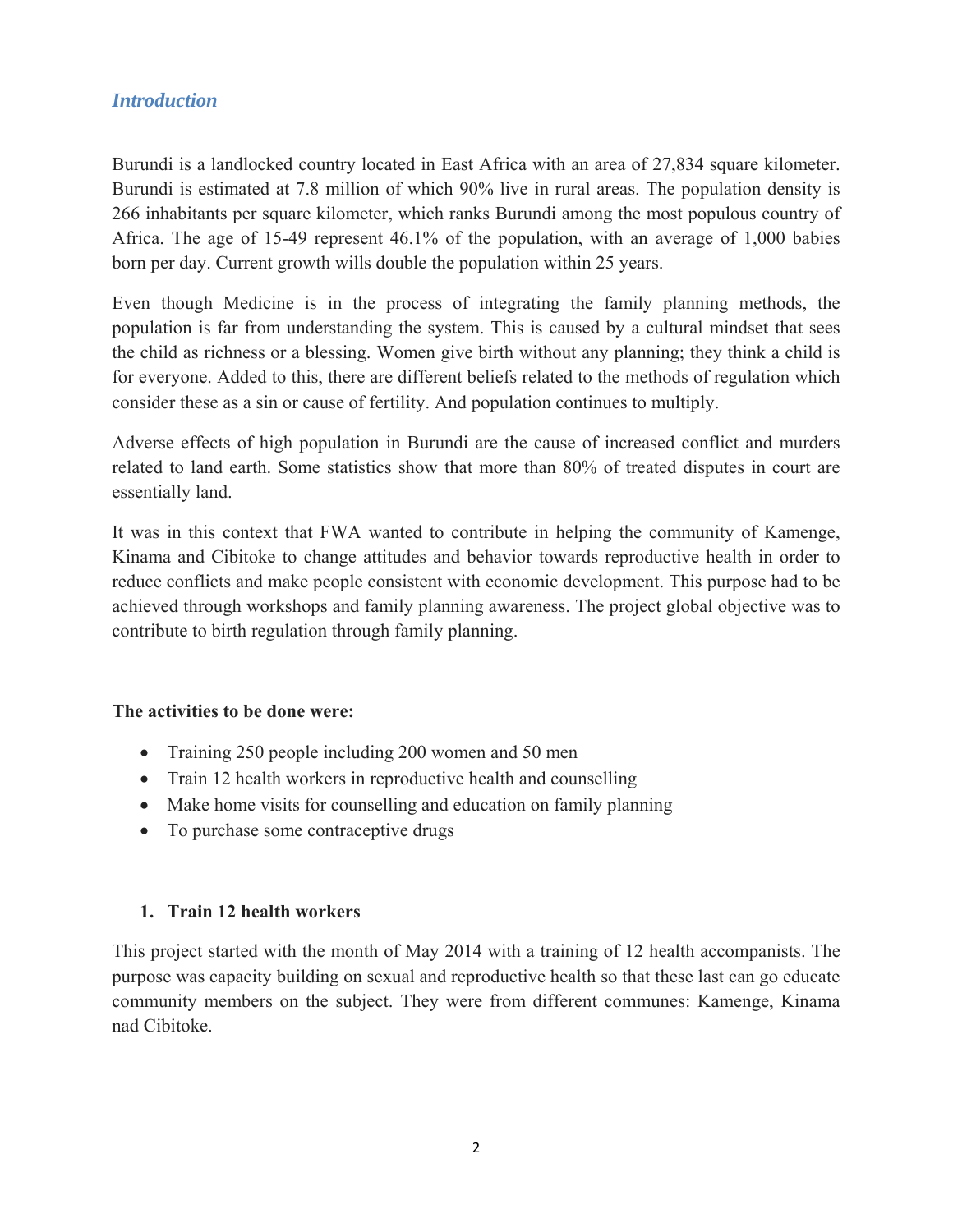## *Introduction*

Burundi is a landlocked country located in East Africa with an area of 27,834 square kilometer. Burundi is estimated at 7.8 million of which 90% live in rural areas. The population density is 266 inhabitants per square kilometer, which ranks Burundi among the most populous country of Africa. The age of 15-49 represent 46.1% of the population, with an average of 1,000 babies born per day. Current growth wills double the population within 25 years.

Even though Medicine is in the process of integrating the family planning methods, the population is far from understanding the system. This is caused by a cultural mindset that sees the child as richness or a blessing. Women give birth without any planning; they think a child is for everyone. Added to this, there are different beliefs related to the methods of regulation which consider these as a sin or cause of fertility. And population continues to multiply.

Adverse effects of high population in Burundi are the cause of increased conflict and murders related to land earth. Some statistics show that more than 80% of treated disputes in court are essentially land.

It was in this context that FWA wanted to contribute in helping the community of Kamenge, Kinama and Cibitoke to change attitudes and behavior towards reproductive health in order to reduce conflicts and make people consistent with economic development. This purpose had to be achieved through workshops and family planning awareness. The project global objective was to contribute to birth regulation through family planning.

**The activities to be done were:**

- Training 250 people including 200 women and 50 men
- Train 12 health workers in reproductive health and counselling
- Make home visits for counselling and education on family planning
- To purchase some contraceptive drugs

### 1. Train 12 health workers

This project started with the month of May 2014 with a training of 12 health accompanists. The purpose was capacity building on sexual and reproductive health so that these last can go educate community members on the subject. They were from different communes: Kamenge, Kinama nad Cibitoke.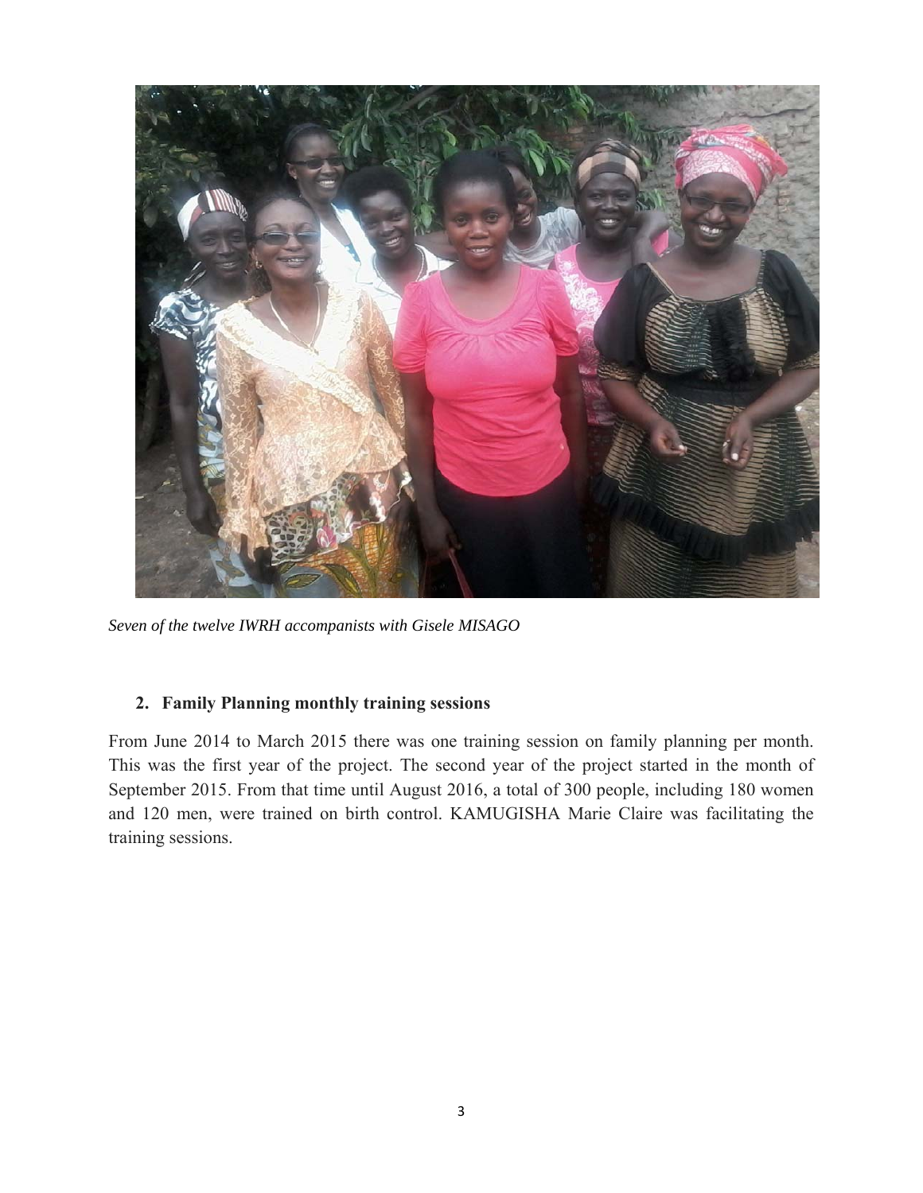*Seven of the twelve IWRH accompanists with Gisele MISAGO*

## 2. Family Planning monthly training sessions

From June 2014 to March 2015 there was one training session on family planning per month. This was the first year of the project. The second year of the project started in the month of September 2015. From that time until August 2016, a total of 300 people, including 180 women and 120 men, were trained on birth control. KAMUGISHA Marie Claire was facilitating the training sessions.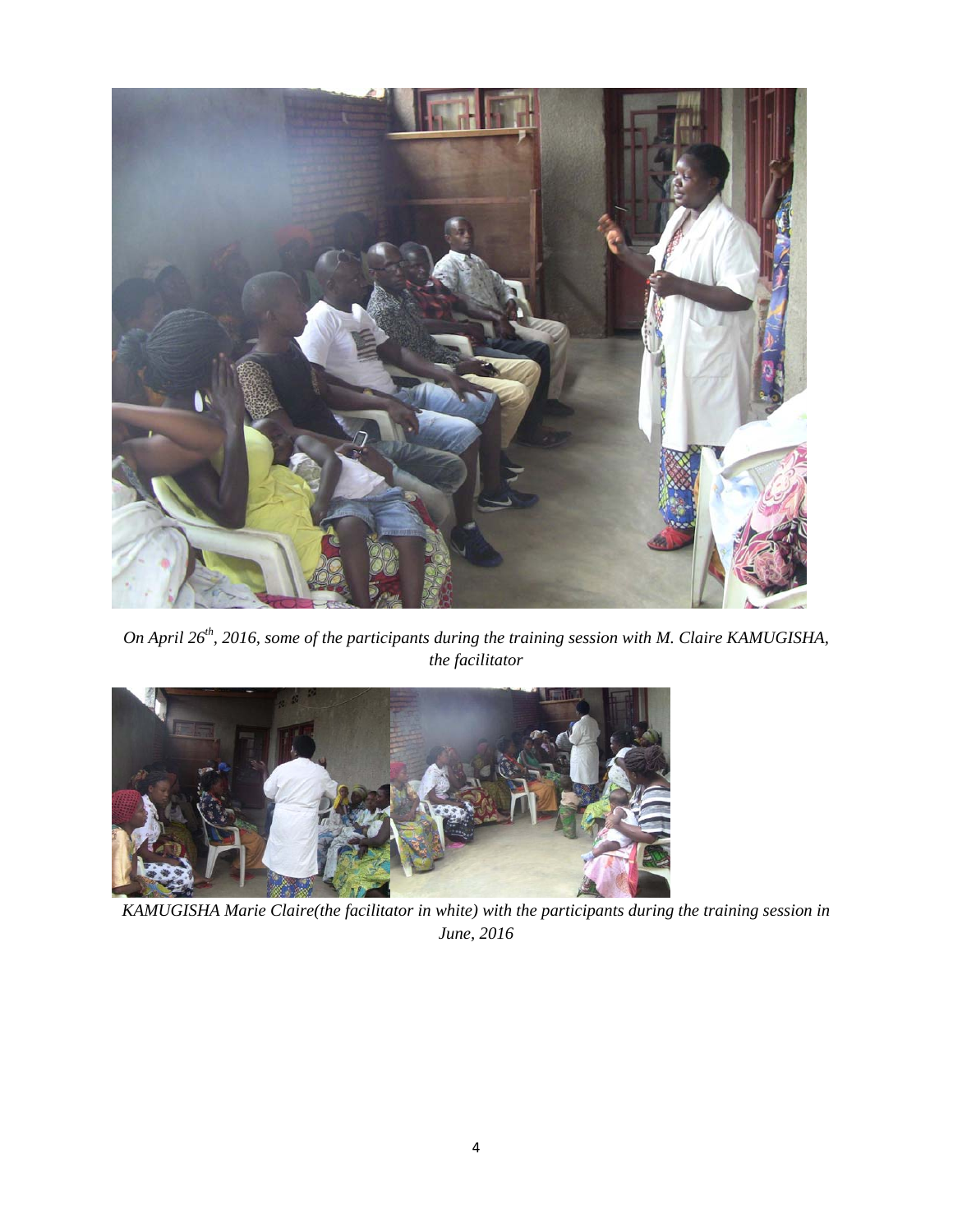*On April 26th, 2016, some of the participants during the training session with M. Claire KAMUGISHA, the facilitator*

*KAMUGISHA Marie Claire(the facilitator in white) with the participants during the training session in June, 2016*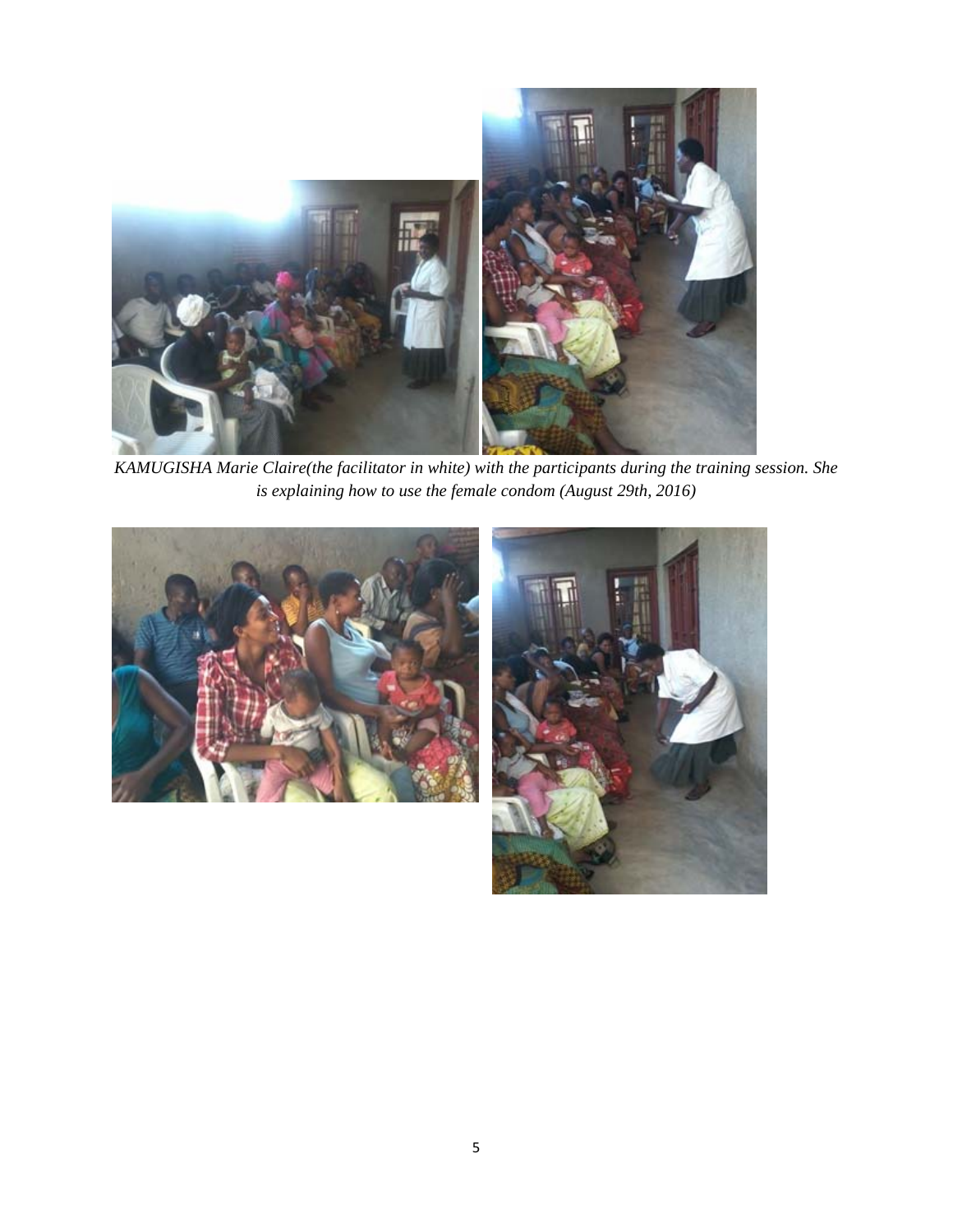*KAMUGISHA Marie Claire(the facilitator in white) with the participants during the training session. She is explaining how to use the female condom (August 29th, 2016)*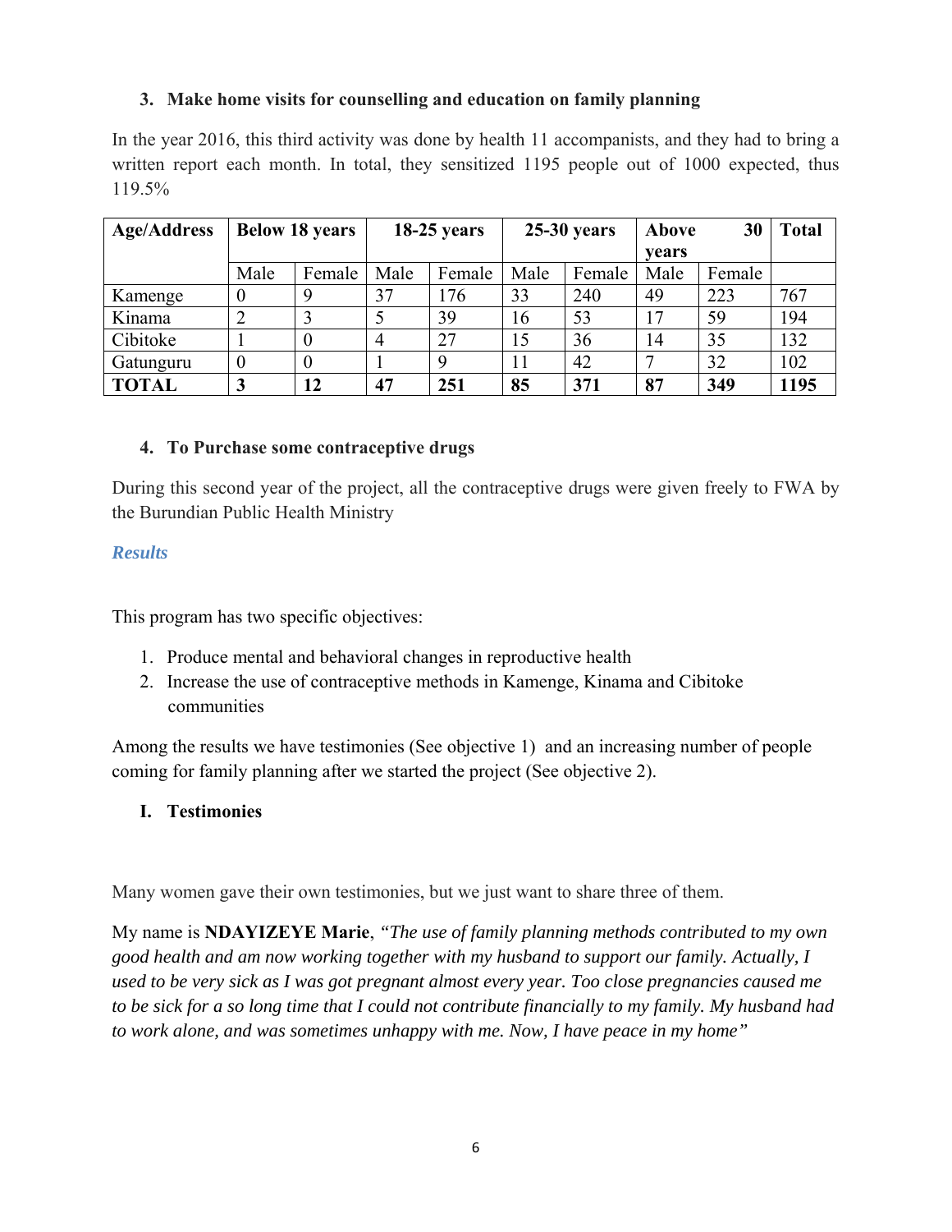3. **Make home visits for counselling and education on family planning**

In the year 2016, this third activity was done by health 11 accompanists, and they had to bring a written report each month. In total, they sensitized 1195 people out of 1000 expected, thus 119.5%

| Age/Address | Below 18 years | | 18-25 years | | 25-30 years | | Above 30 years | | Total |
|---|---|---|---|---|---|---|---|---|---|
| | Male | Female | Male | Female | Male | Female | Male | Female | |
| Kamenge | 0 | 9 | 37 | 176 | 33 | 240 | 49 | 223 | 767 |
| Kinama | 2 | 3 | 5 | 39 | 16 | 53 | 17 | 59 | 194 |
| Cibitoke | 1 | 0 | 4 | 27 | 15 | 36 | 14 | 35 | 132 |
| Gatunguru | 0 | 0 | 1 | 9 | 11 | 42 | 7 | 32 | 102 |
| **TOTAL** | **3** | **12** | **47** | **251** | **85** | **371** | **87** | **349** | **1195** |

4. **To Purchase some contraceptive drugs**

During this second year of the project, all the contraceptive drugs were given freely to FWA by the Burundian Public Health Ministry

***Results***

This program has two specific objectives:

1. Produce mental and behavioral changes in reproductive health
2. Increase the use of contraceptive methods in Kamenge, Kinama and Cibitoke communities

Among the results we have testimonies (See objective 1) and an increasing number of people coming for family planning after we started the project (See objective 2).

**I. Testimonies**

Many women gave their own testimonies, but we just want to share three of them.

My name is **NDAYIZEYE Marie**, *"The use of family planning methods contributed to my own good health and am now working together with my husband to support our family. Actually, I used to be very sick as I was got pregnant almost every year. Too close pregnancies caused me to be sick for a so long time that I could not contribute financially to my family. My husband had to work alone, and was sometimes unhappy with me. Now, I have peace in my home"*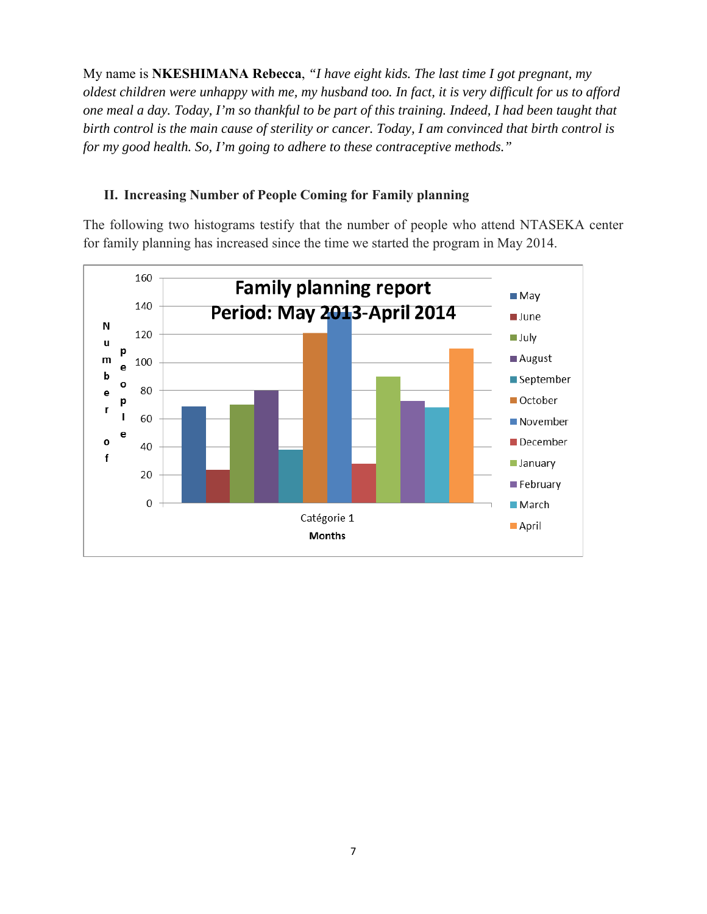My name is **NKESHIMANA Rebecca**, *"I have eight kids. The last time I got pregnant, my oldest children were unhappy with me, my husband too. In fact, it is very difficult for us to afford one meal a day. Today, I'm so thankful to be part of this training. Indeed, I had been taught that birth control is the main cause of sterility or cancer. Today, I am convinced that birth control is for my good health. So, I'm going to adhere to these contraceptive methods."*

## II. Increasing Number of People Coming for Family planning

The following two histograms testify that the number of people who attend NTASEKA center for family planning has increased since the time we started the program in May 2014.

**Family planning report**
**Period: May 2013-April 2014**

Number of people (y-axis: 0–160); Months (x-axis: Catégorie 1)

Legend: May, June, July, August, September, October, November, December, January, February, March, April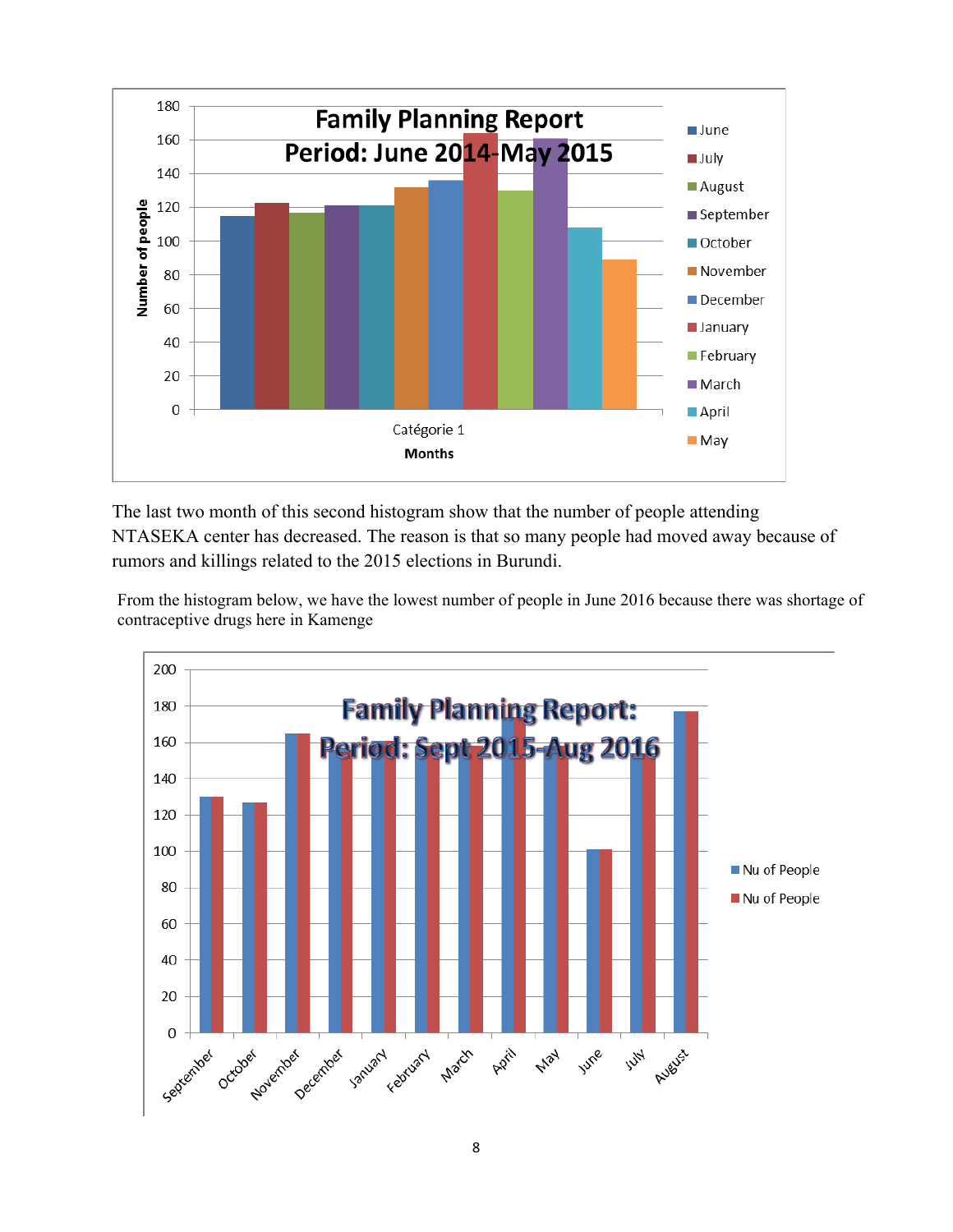The last two month of this second histogram show that the number of people attending NTASEKA center has decreased. The reason is that so many people had moved away because of rumors and killings related to the 2015 elections in Burundi.

From the histogram below, we have the lowest number of people in June 2016 because there was shortage of contraceptive drugs here in Kamenge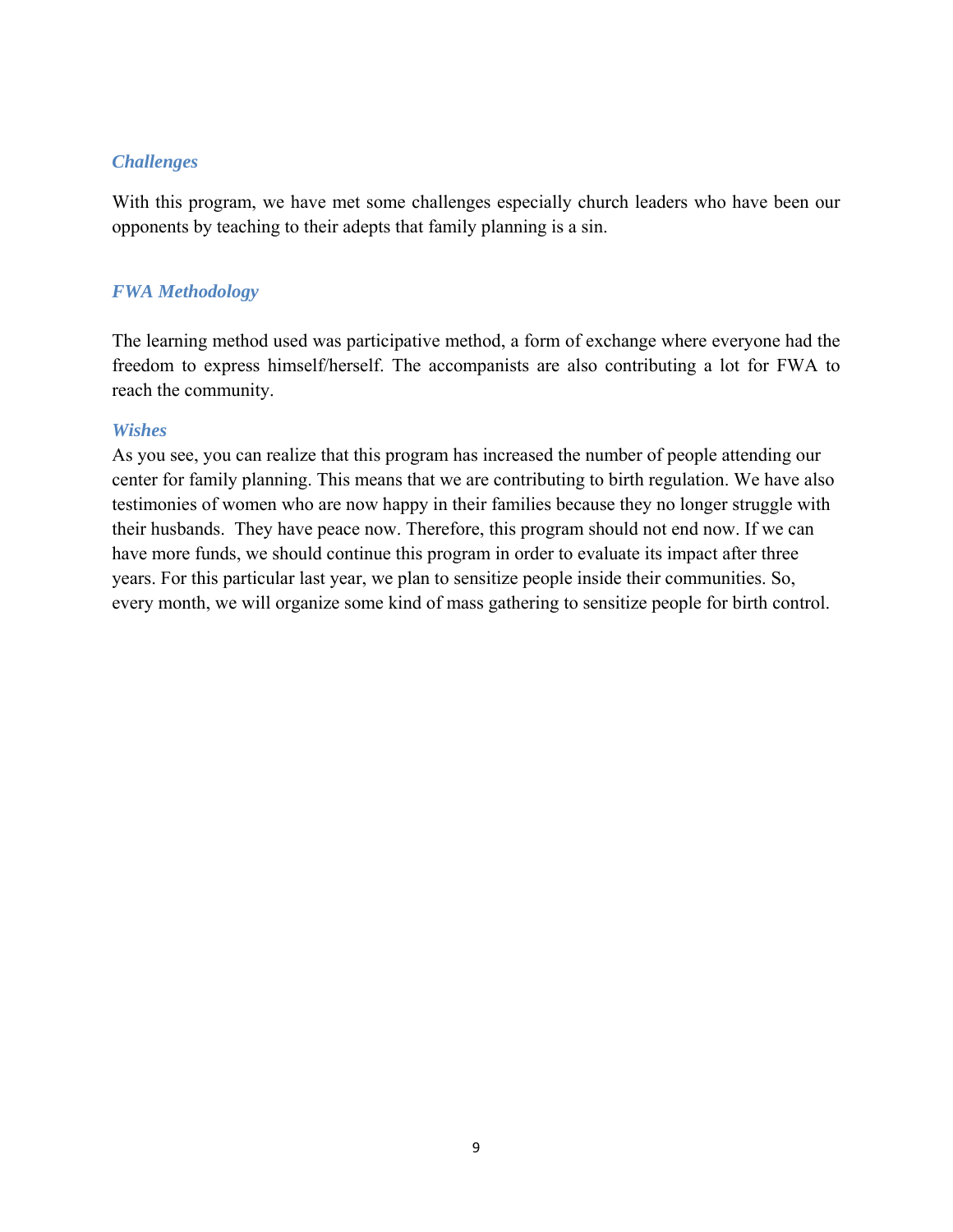### *Challenges*

With this program, we have met some challenges especially church leaders who have been our opponents by teaching to their adepts that family planning is a sin.

### *FWA Methodology*

The learning method used was participative method, a form of exchange where everyone had the freedom to express himself/herself. The accompanists are also contributing a lot for FWA to reach the community.

### *Wishes*

As you see, you can realize that this program has increased the number of people attending our center for family planning. This means that we are contributing to birth regulation. We have also testimonies of women who are now happy in their families because they no longer struggle with their husbands. They have peace now. Therefore, this program should not end now. If we can have more funds, we should continue this program in order to evaluate its impact after three years. For this particular last year, we plan to sensitize people inside their communities. So, every month, we will organize some kind of mass gathering to sensitize people for birth control.